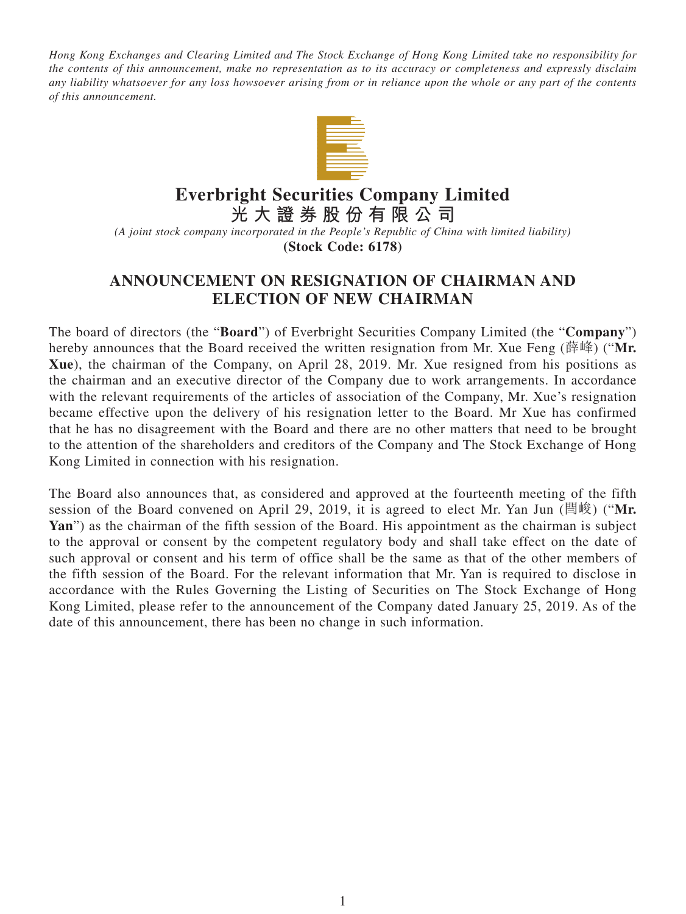*Hong Kong Exchanges and Clearing Limited and The Stock Exchange of Hong Kong Limited take no responsibility for the contents of this announcement, make no representation as to its accuracy or completeness and expressly disclaim any liability whatsoever for any loss howsoever arising from or in reliance upon the whole or any part of the contents of this announcement.*

# Everbright Securities Company Limited
# 光大證券股份有限公司

*(A joint stock company incorporated in the People's Republic of China with limited liability)*

**(Stock Code: 6178)**

## ANNOUNCEMENT ON RESIGNATION OF CHAIRMAN AND ELECTION OF NEW CHAIRMAN

The board of directors (the "**Board**") of Everbright Securities Company Limited (the "**Company**") hereby announces that the Board received the written resignation from Mr. Xue Feng (薛峰) ("**Mr. Xue**), the chairman of the Company, on April 28, 2019. Mr. Xue resigned from his positions as the chairman and an executive director of the Company due to work arrangements. In accordance with the relevant requirements of the articles of association of the Company, Mr. Xue's resignation became effective upon the delivery of his resignation letter to the Board. Mr Xue has confirmed that he has no disagreement with the Board and there are no other matters that need to be brought to the attention of the shareholders and creditors of the Company and The Stock Exchange of Hong Kong Limited in connection with his resignation.

The Board also announces that, as considered and approved at the fourteenth meeting of the fifth session of the Board convened on April 29, 2019, it is agreed to elect Mr. Yan Jun (閆峻) ("**Mr. Yan**") as the chairman of the fifth session of the Board. His appointment as the chairman is subject to the approval or consent by the competent regulatory body and shall take effect on the date of such approval or consent and his term of office shall be the same as that of the other members of the fifth session of the Board. For the relevant information that Mr. Yan is required to disclose in accordance with the Rules Governing the Listing of Securities on The Stock Exchange of Hong Kong Limited, please refer to the announcement of the Company dated January 25, 2019. As of the date of this announcement, there has been no change in such information.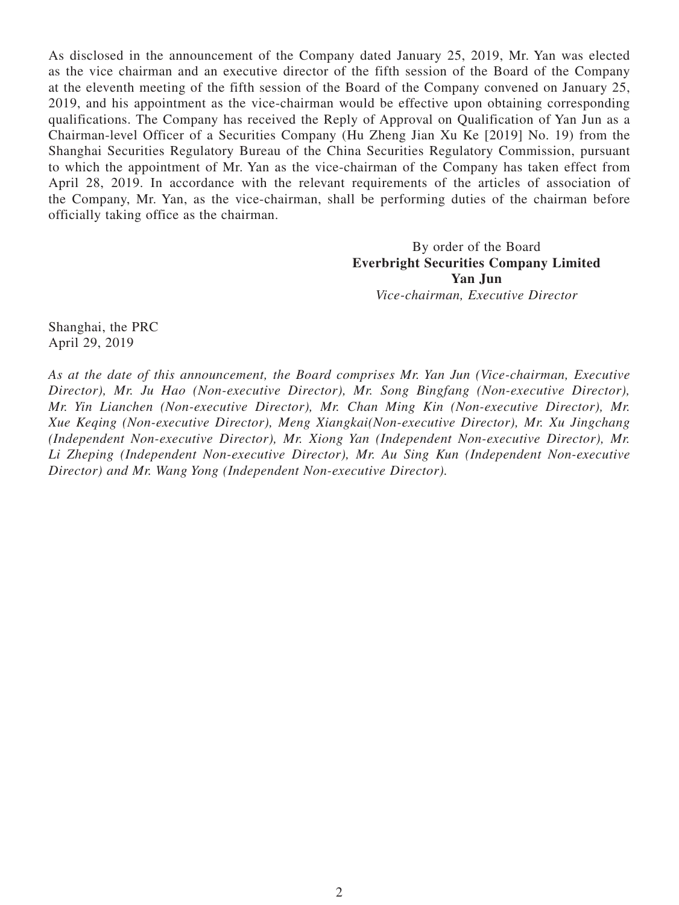As disclosed in the announcement of the Company dated January 25, 2019, Mr. Yan was elected as the vice chairman and an executive director of the fifth session of the Board of the Company at the eleventh meeting of the fifth session of the Board of the Company convened on January 25, 2019, and his appointment as the vice-chairman would be effective upon obtaining corresponding qualifications. The Company has received the Reply of Approval on Qualification of Yan Jun as a Chairman-level Officer of a Securities Company (Hu Zheng Jian Xu Ke [2019] No. 19) from the Shanghai Securities Regulatory Bureau of the China Securities Regulatory Commission, pursuant to which the appointment of Mr. Yan as the vice-chairman of the Company has taken effect from April 28, 2019. In accordance with the relevant requirements of the articles of association of the Company, Mr. Yan, as the vice-chairman, shall be performing duties of the chairman before officially taking office as the chairman.

By order of the Board
**Everbright Securities Company Limited**
**Yan Jun**
*Vice-chairman, Executive Director*

Shanghai, the PRC
April 29, 2019

*As at the date of this announcement, the Board comprises Mr. Yan Jun (Vice-chairman, Executive Director), Mr. Ju Hao (Non-executive Director), Mr. Song Bingfang (Non-executive Director), Mr. Yin Lianchen (Non-executive Director), Mr. Chan Ming Kin (Non-executive Director), Mr. Xue Keqing (Non-executive Director), Meng Xiangkai(Non-executive Director), Mr. Xu Jingchang (Independent Non-executive Director), Mr. Xiong Yan (Independent Non-executive Director), Mr. Li Zheping (Independent Non-executive Director), Mr. Au Sing Kun (Independent Non-executive Director) and Mr. Wang Yong (Independent Non-executive Director).*